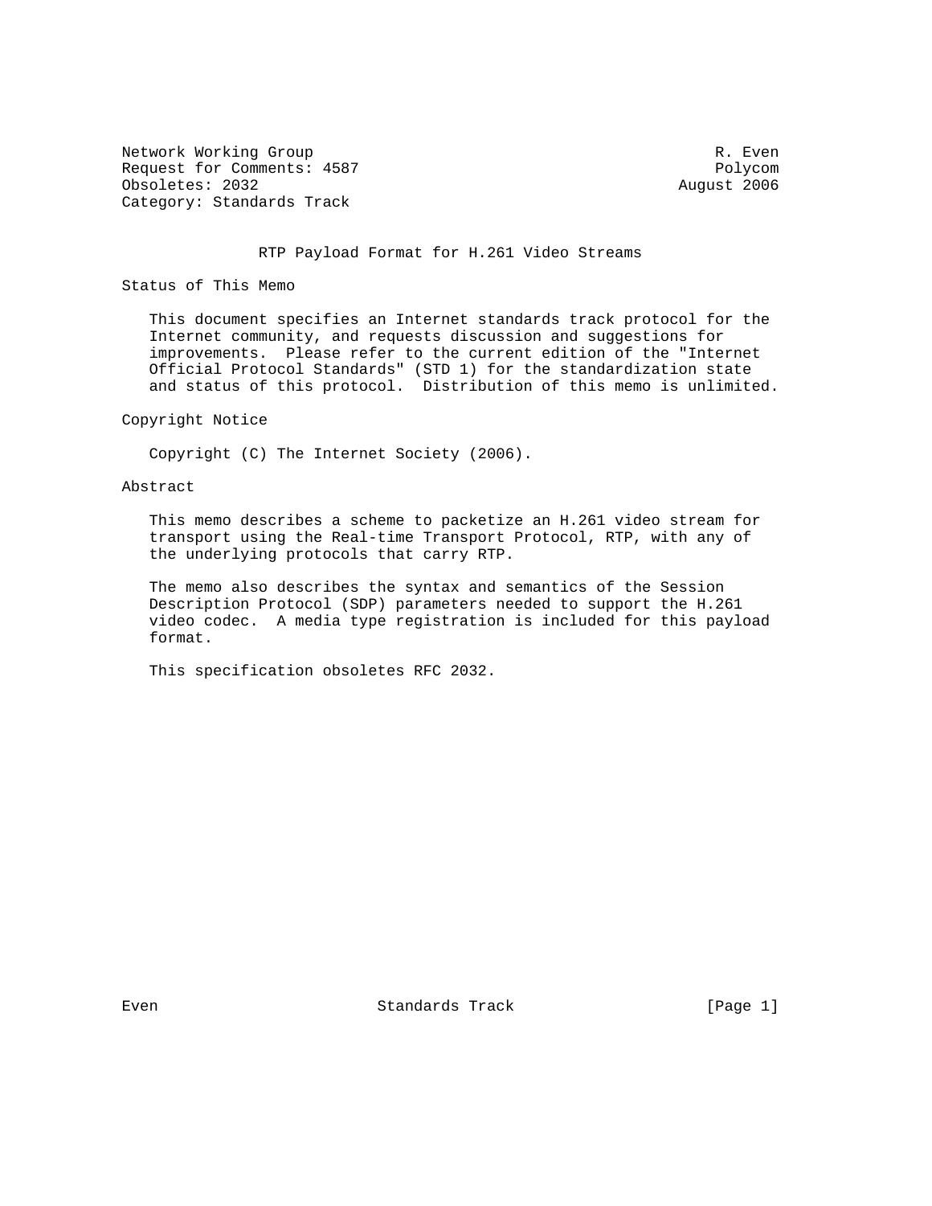Network Working Group R. Even
Request for Comments: 4587 Polycom
Obsoletes: 2032 August 2006
Category: Standards Track

# RTP Payload Format for H.261 Video Streams

## Status of This Memo

This document specifies an Internet standards track protocol for the Internet community, and requests discussion and suggestions for improvements. Please refer to the current edition of the "Internet Official Protocol Standards" (STD 1) for the standardization state and status of this protocol. Distribution of this memo is unlimited.

## Copyright Notice

Copyright (C) The Internet Society (2006).

## Abstract

This memo describes a scheme to packetize an H.261 video stream for transport using the Real-time Transport Protocol, RTP, with any of the underlying protocols that carry RTP.

The memo also describes the syntax and semantics of the Session Description Protocol (SDP) parameters needed to support the H.261 video codec. A media type registration is included for this payload format.

This specification obsoletes RFC 2032.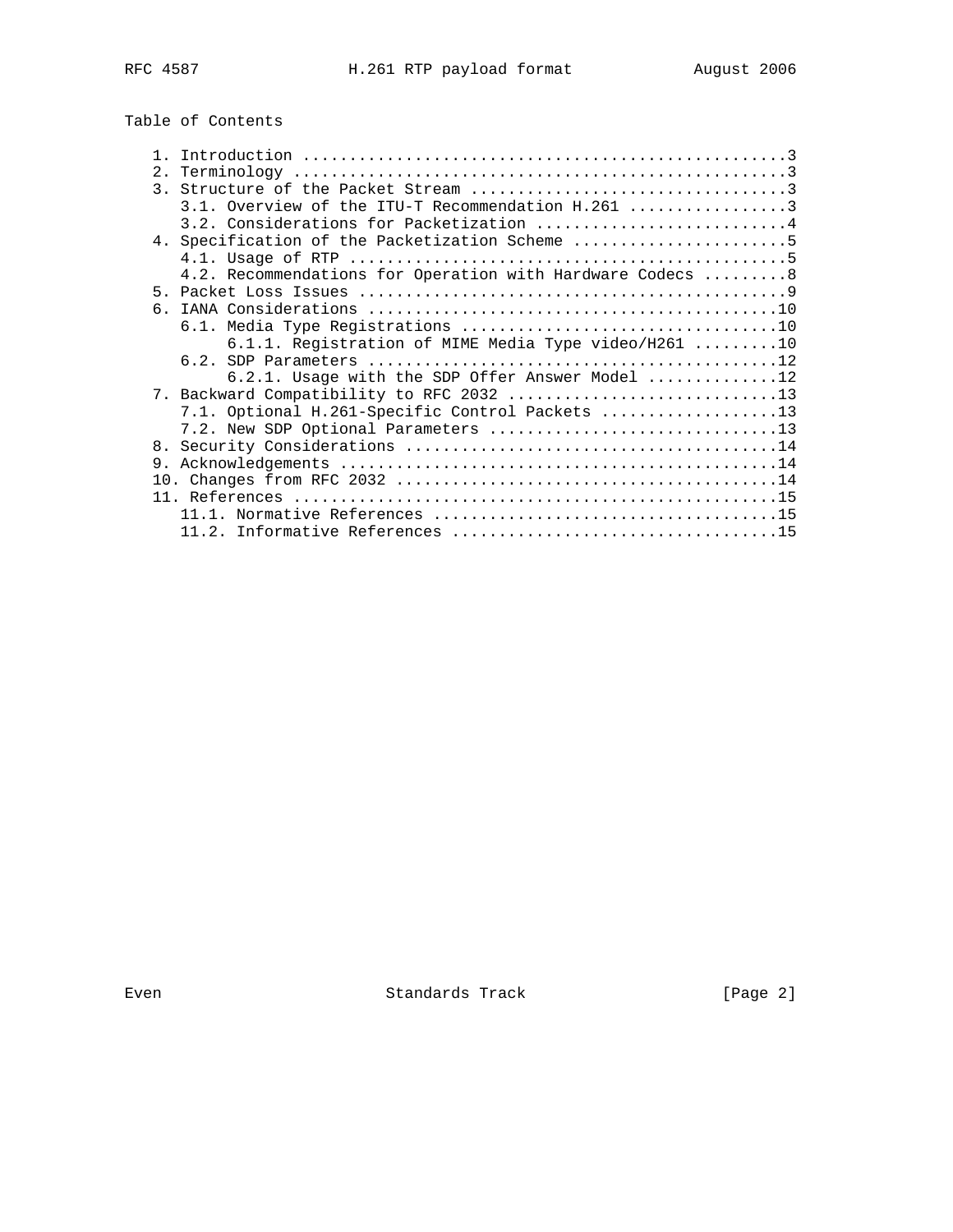Table of Contents

```
   1. Introduction ....................................................3
   2. Terminology .....................................................3
   3. Structure of the Packet Stream ..................................3
      3.1. Overview of the ITU-T Recommendation H.261 .................3
      3.2. Considerations for Packetization ...........................4
   4. Specification of the Packetization Scheme .......................5
      4.1. Usage of RTP ...............................................5
      4.2. Recommendations for Operation with Hardware Codecs .........8
   5. Packet Loss Issues ..............................................9
   6. IANA Considerations ............................................10
      6.1. Media Type Registrations ..................................10
           6.1.1. Registration of MIME Media Type video/H261 .........10
      6.2. SDP Parameters ............................................12
           6.2.1. Usage with the SDP Offer Answer Model ..............12
   7. Backward Compatibility to RFC 2032 .............................13
      7.1. Optional H.261-Specific Control Packets ...................13
      7.2. New SDP Optional Parameters ...............................13
   8. Security Considerations ........................................14
   9. Acknowledgements ...............................................14
   10. Changes from RFC 2032 .........................................14
   11. References ....................................................15
      11.1. Normative References .....................................15
      11.2. Informative References ...................................15
```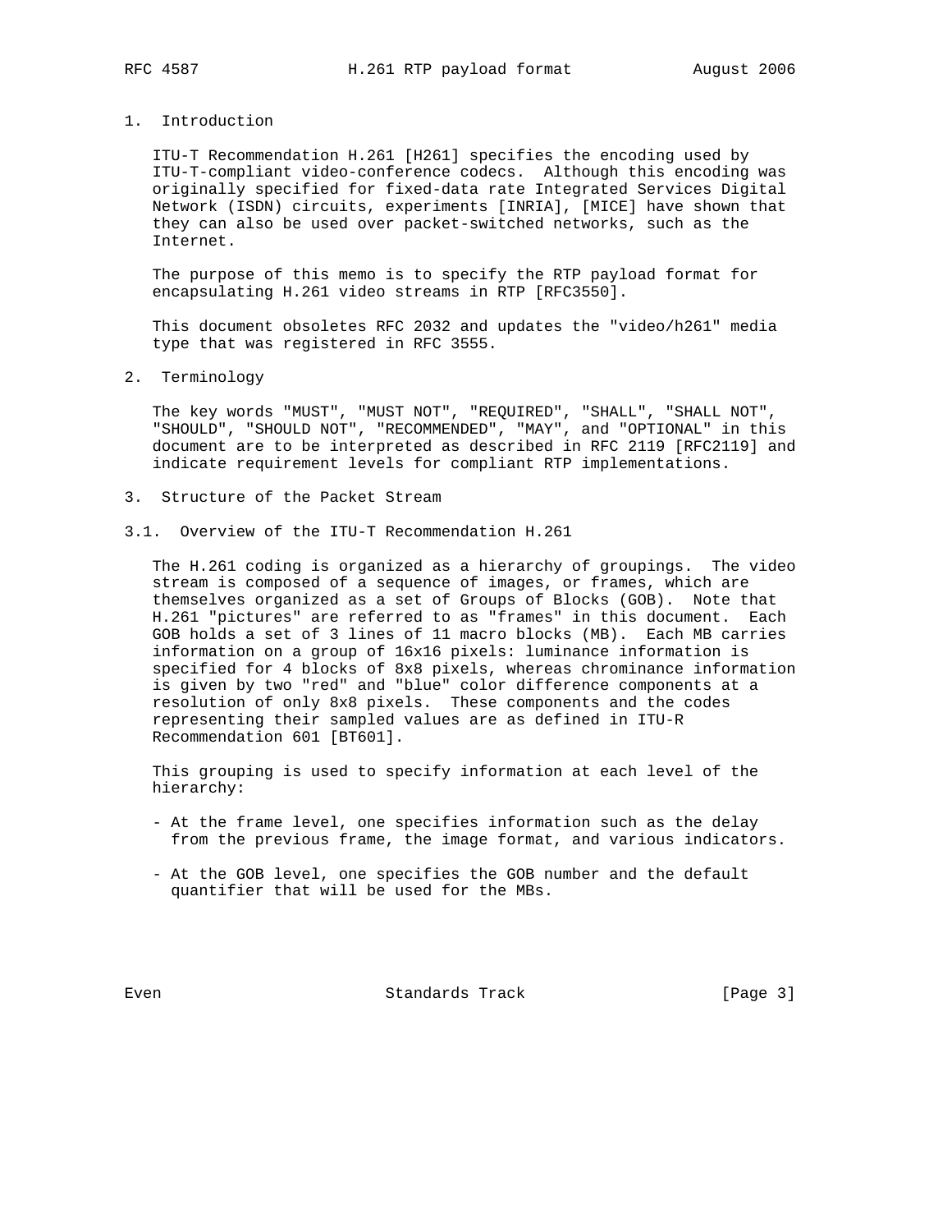## 1. Introduction

ITU-T Recommendation H.261 [H261] specifies the encoding used by ITU-T-compliant video-conference codecs. Although this encoding was originally specified for fixed-data rate Integrated Services Digital Network (ISDN) circuits, experiments [INRIA], [MICE] have shown that they can also be used over packet-switched networks, such as the Internet.

The purpose of this memo is to specify the RTP payload format for encapsulating H.261 video streams in RTP [RFC3550].

This document obsoletes RFC 2032 and updates the "video/h261" media type that was registered in RFC 3555.

## 2. Terminology

The key words "MUST", "MUST NOT", "REQUIRED", "SHALL", "SHALL NOT", "SHOULD", "SHOULD NOT", "RECOMMENDED", "MAY", and "OPTIONAL" in this document are to be interpreted as described in RFC 2119 [RFC2119] and indicate requirement levels for compliant RTP implementations.

## 3. Structure of the Packet Stream

### 3.1. Overview of the ITU-T Recommendation H.261

The H.261 coding is organized as a hierarchy of groupings. The video stream is composed of a sequence of images, or frames, which are themselves organized as a set of Groups of Blocks (GOB). Note that H.261 "pictures" are referred to as "frames" in this document. Each GOB holds a set of 3 lines of 11 macro blocks (MB). Each MB carries information on a group of 16x16 pixels: luminance information is specified for 4 blocks of 8x8 pixels, whereas chrominance information is given by two "red" and "blue" color difference components at a resolution of only 8x8 pixels. These components and the codes representing their sampled values are as defined in ITU-R Recommendation 601 [BT601].

This grouping is used to specify information at each level of the hierarchy:

- At the frame level, one specifies information such as the delay from the previous frame, the image format, and various indicators.

- At the GOB level, one specifies the GOB number and the default quantifier that will be used for the MBs.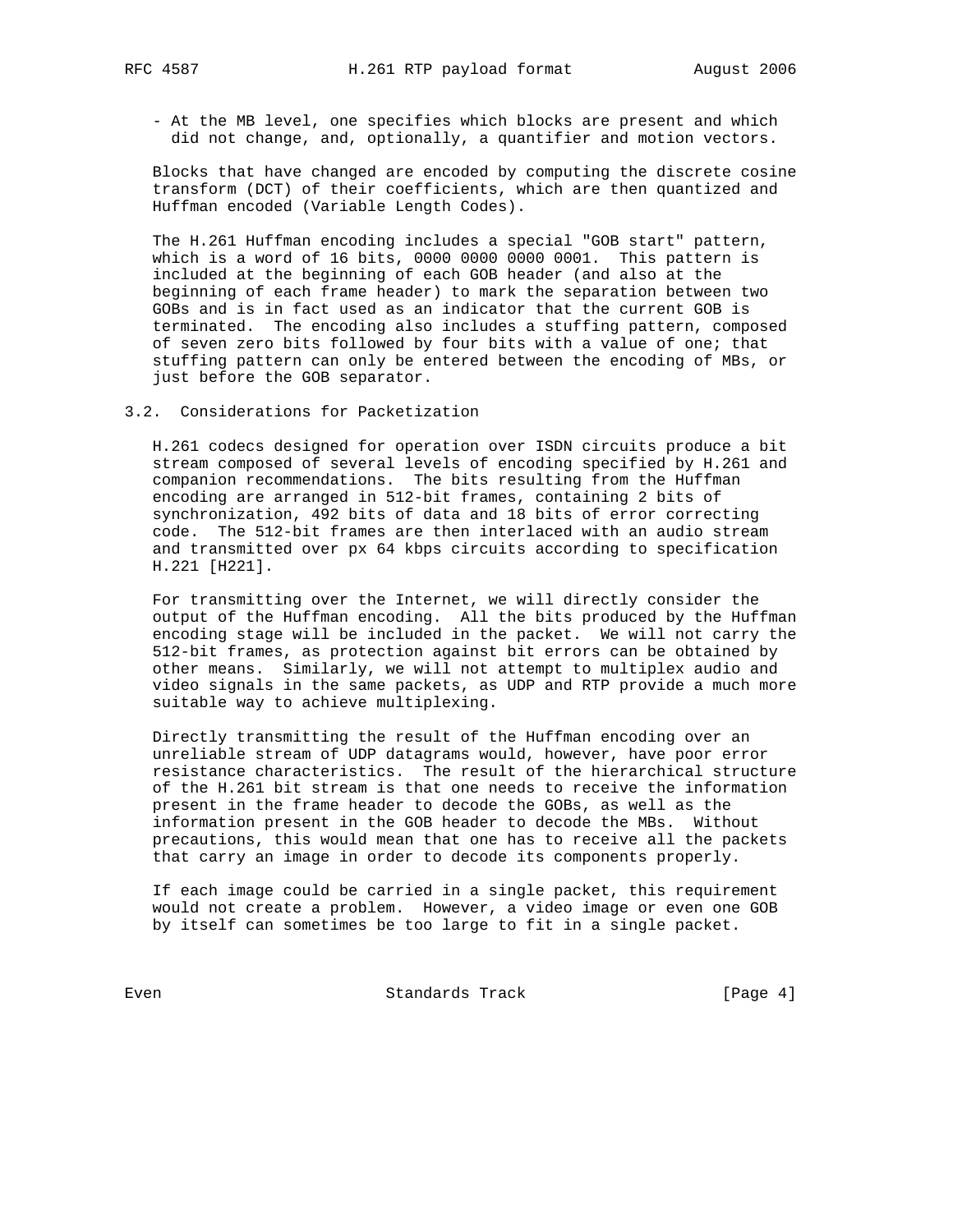- At the MB level, one specifies which blocks are present and which did not change, and, optionally, a quantifier and motion vectors.

Blocks that have changed are encoded by computing the discrete cosine transform (DCT) of their coefficients, which are then quantized and Huffman encoded (Variable Length Codes).

The H.261 Huffman encoding includes a special "GOB start" pattern, which is a word of 16 bits, 0000 0000 0000 0001. This pattern is included at the beginning of each GOB header (and also at the beginning of each frame header) to mark the separation between two GOBs and is in fact used as an indicator that the current GOB is terminated. The encoding also includes a stuffing pattern, composed of seven zero bits followed by four bits with a value of one; that stuffing pattern can only be entered between the encoding of MBs, or just before the GOB separator.

## 3.2. Considerations for Packetization

H.261 codecs designed for operation over ISDN circuits produce a bit stream composed of several levels of encoding specified by H.261 and companion recommendations. The bits resulting from the Huffman encoding are arranged in 512-bit frames, containing 2 bits of synchronization, 492 bits of data and 18 bits of error correcting code. The 512-bit frames are then interlaced with an audio stream and transmitted over px 64 kbps circuits according to specification H.221 [H221].

For transmitting over the Internet, we will directly consider the output of the Huffman encoding. All the bits produced by the Huffman encoding stage will be included in the packet. We will not carry the 512-bit frames, as protection against bit errors can be obtained by other means. Similarly, we will not attempt to multiplex audio and video signals in the same packets, as UDP and RTP provide a much more suitable way to achieve multiplexing.

Directly transmitting the result of the Huffman encoding over an unreliable stream of UDP datagrams would, however, have poor error resistance characteristics. The result of the hierarchical structure of the H.261 bit stream is that one needs to receive the information present in the frame header to decode the GOBs, as well as the information present in the GOB header to decode the MBs. Without precautions, this would mean that one has to receive all the packets that carry an image in order to decode its components properly.

If each image could be carried in a single packet, this requirement would not create a problem. However, a video image or even one GOB by itself can sometimes be too large to fit in a single packet.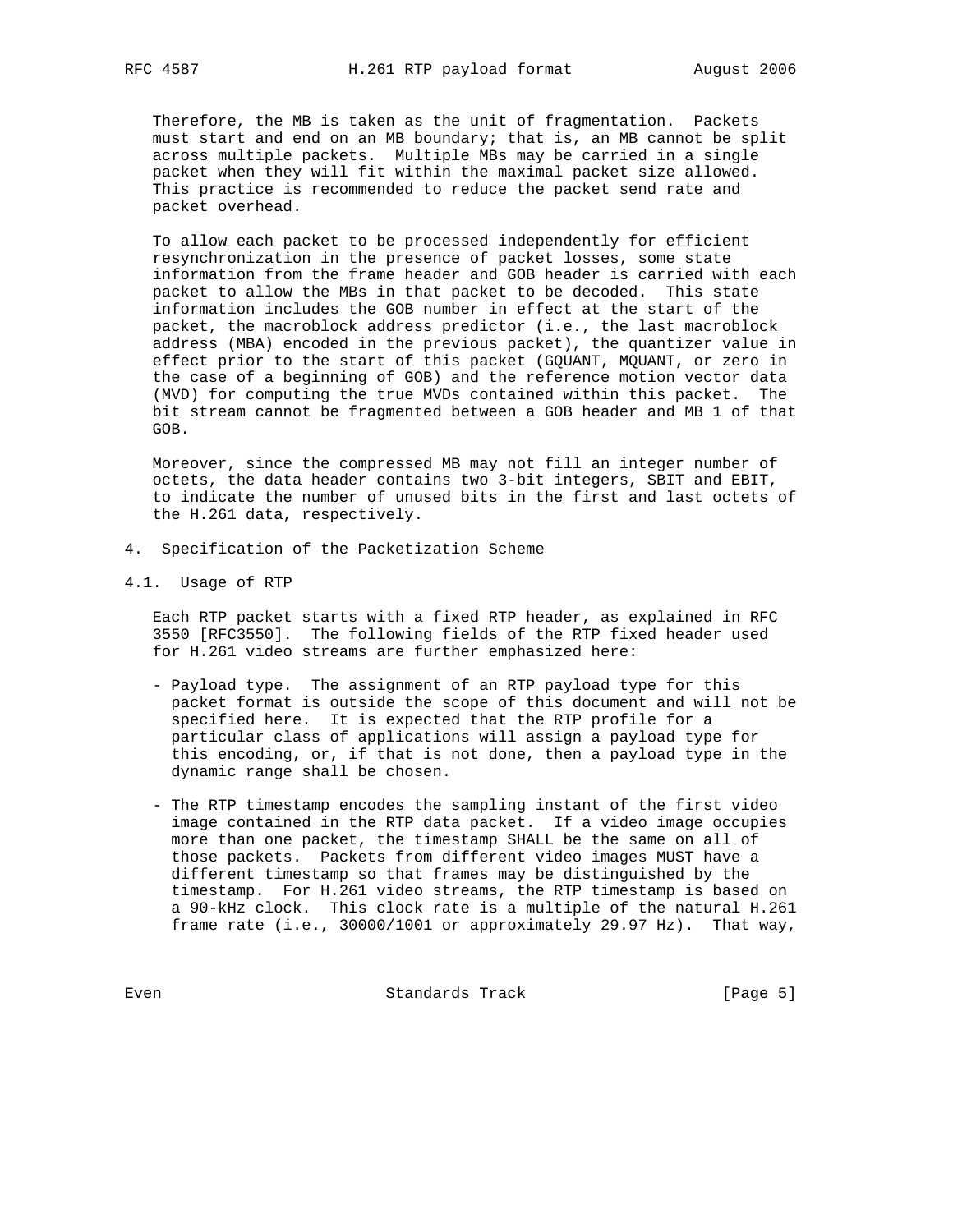Therefore, the MB is taken as the unit of fragmentation. Packets must start and end on an MB boundary; that is, an MB cannot be split across multiple packets. Multiple MBs may be carried in a single packet when they will fit within the maximal packet size allowed. This practice is recommended to reduce the packet send rate and packet overhead.

To allow each packet to be processed independently for efficient resynchronization in the presence of packet losses, some state information from the frame header and GOB header is carried with each packet to allow the MBs in that packet to be decoded. This state information includes the GOB number in effect at the start of the packet, the macroblock address predictor (i.e., the last macroblock address (MBA) encoded in the previous packet), the quantizer value in effect prior to the start of this packet (GQUANT, MQUANT, or zero in the case of a beginning of GOB) and the reference motion vector data (MVD) for computing the true MVDs contained within this packet. The bit stream cannot be fragmented between a GOB header and MB 1 of that GOB.

Moreover, since the compressed MB may not fill an integer number of octets, the data header contains two 3-bit integers, SBIT and EBIT, to indicate the number of unused bits in the first and last octets of the H.261 data, respectively.

# 4. Specification of the Packetization Scheme

## 4.1. Usage of RTP

Each RTP packet starts with a fixed RTP header, as explained in RFC 3550 [RFC3550]. The following fields of the RTP fixed header used for H.261 video streams are further emphasized here:

- Payload type. The assignment of an RTP payload type for this packet format is outside the scope of this document and will not be specified here. It is expected that the RTP profile for a particular class of applications will assign a payload type for this encoding, or, if that is not done, then a payload type in the dynamic range shall be chosen.

- The RTP timestamp encodes the sampling instant of the first video image contained in the RTP data packet. If a video image occupies more than one packet, the timestamp SHALL be the same on all of those packets. Packets from different video images MUST have a different timestamp so that frames may be distinguished by the timestamp. For H.261 video streams, the RTP timestamp is based on a 90-kHz clock. This clock rate is a multiple of the natural H.261 frame rate (i.e., 30000/1001 or approximately 29.97 Hz). That way,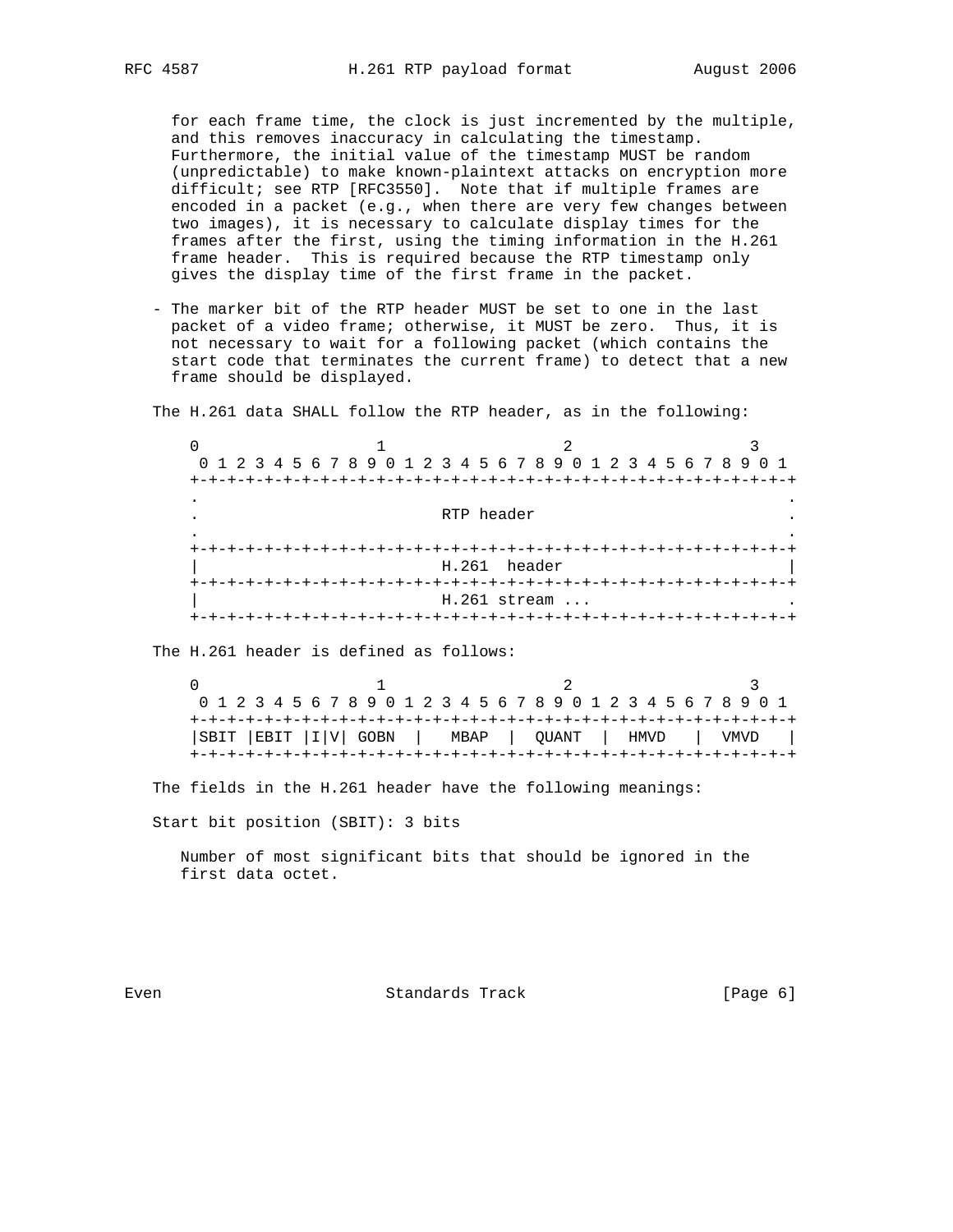for each frame time, the clock is just incremented by the multiple, and this removes inaccuracy in calculating the timestamp. Furthermore, the initial value of the timestamp MUST be random (unpredictable) to make known-plaintext attacks on encryption more difficult; see RTP [RFC3550]. Note that if multiple frames are encoded in a packet (e.g., when there are very few changes between two images), it is necessary to calculate display times for the frames after the first, using the timing information in the H.261 frame header. This is required because the RTP timestamp only gives the display time of the first frame in the packet.

- The marker bit of the RTP header MUST be set to one in the last packet of a video frame; otherwise, it MUST be zero. Thus, it is not necessary to wait for a following packet (which contains the start code that terminates the current frame) to detect that a new frame should be displayed.

The H.261 data SHALL follow the RTP header, as in the following:

```
 0                   1                   2                   3
  0 1 2 3 4 5 6 7 8 9 0 1 2 3 4 5 6 7 8 9 0 1 2 3 4 5 6 7 8 9 0 1
 +-+-+-+-+-+-+-+-+-+-+-+-+-+-+-+-+-+-+-+-+-+-+-+-+-+-+-+-+-+-+-+-+
 .                                                               .
 .                          RTP header                           .
 .                                                               .
 +-+-+-+-+-+-+-+-+-+-+-+-+-+-+-+-+-+-+-+-+-+-+-+-+-+-+-+-+-+-+-+-+
 |                          H.261  header                        |
 +-+-+-+-+-+-+-+-+-+-+-+-+-+-+-+-+-+-+-+-+-+-+-+-+-+-+-+-+-+-+-+-+
 |                          H.261 stream ...                     .
 +-+-+-+-+-+-+-+-+-+-+-+-+-+-+-+-+-+-+-+-+-+-+-+-+-+-+-+-+-+-+-+-+
```

The H.261 header is defined as follows:

```
 0                   1                   2                   3
  0 1 2 3 4 5 6 7 8 9 0 1 2 3 4 5 6 7 8 9 0 1 2 3 4 5 6 7 8 9 0 1
 +-+-+-+-+-+-+-+-+-+-+-+-+-+-+-+-+-+-+-+-+-+-+-+-+-+-+-+-+-+-+-+-+
 |SBIT |EBIT |I|V| GOBN  |   MBAP  |  QUANT  |  HMVD   |  VMVD   |
 +-+-+-+-+-+-+-+-+-+-+-+-+-+-+-+-+-+-+-+-+-+-+-+-+-+-+-+-+-+-+-+-+
```

The fields in the H.261 header have the following meanings:

Start bit position (SBIT): 3 bits

Number of most significant bits that should be ignored in the first data octet.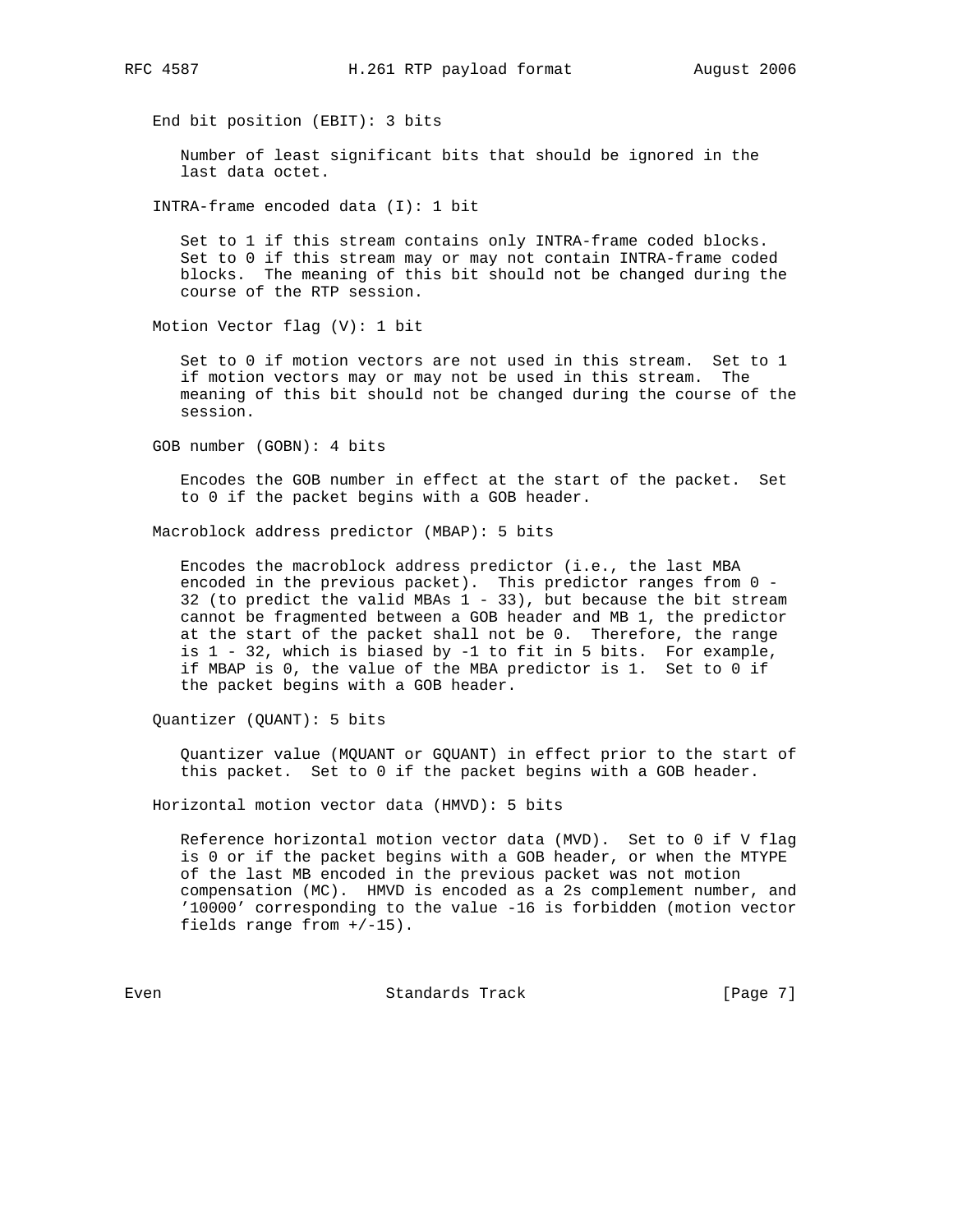End bit position (EBIT): 3 bits

Number of least significant bits that should be ignored in the last data octet.

INTRA-frame encoded data (I): 1 bit

Set to 1 if this stream contains only INTRA-frame coded blocks. Set to 0 if this stream may or may not contain INTRA-frame coded blocks. The meaning of this bit should not be changed during the course of the RTP session.

Motion Vector flag (V): 1 bit

Set to 0 if motion vectors are not used in this stream. Set to 1 if motion vectors may or may not be used in this stream. The meaning of this bit should not be changed during the course of the session.

GOB number (GOBN): 4 bits

Encodes the GOB number in effect at the start of the packet. Set to 0 if the packet begins with a GOB header.

Macroblock address predictor (MBAP): 5 bits

Encodes the macroblock address predictor (i.e., the last MBA encoded in the previous packet). This predictor ranges from 0 - 32 (to predict the valid MBAs 1 - 33), but because the bit stream cannot be fragmented between a GOB header and MB 1, the predictor at the start of the packet shall not be 0. Therefore, the range is 1 - 32, which is biased by -1 to fit in 5 bits. For example, if MBAP is 0, the value of the MBA predictor is 1. Set to 0 if the packet begins with a GOB header.

Quantizer (QUANT): 5 bits

Quantizer value (MQUANT or GQUANT) in effect prior to the start of this packet. Set to 0 if the packet begins with a GOB header.

Horizontal motion vector data (HMVD): 5 bits

Reference horizontal motion vector data (MVD). Set to 0 if V flag is 0 or if the packet begins with a GOB header, or when the MTYPE of the last MB encoded in the previous packet was not motion compensation (MC). HMVD is encoded as a 2s complement number, and '10000' corresponding to the value -16 is forbidden (motion vector fields range from +/-15).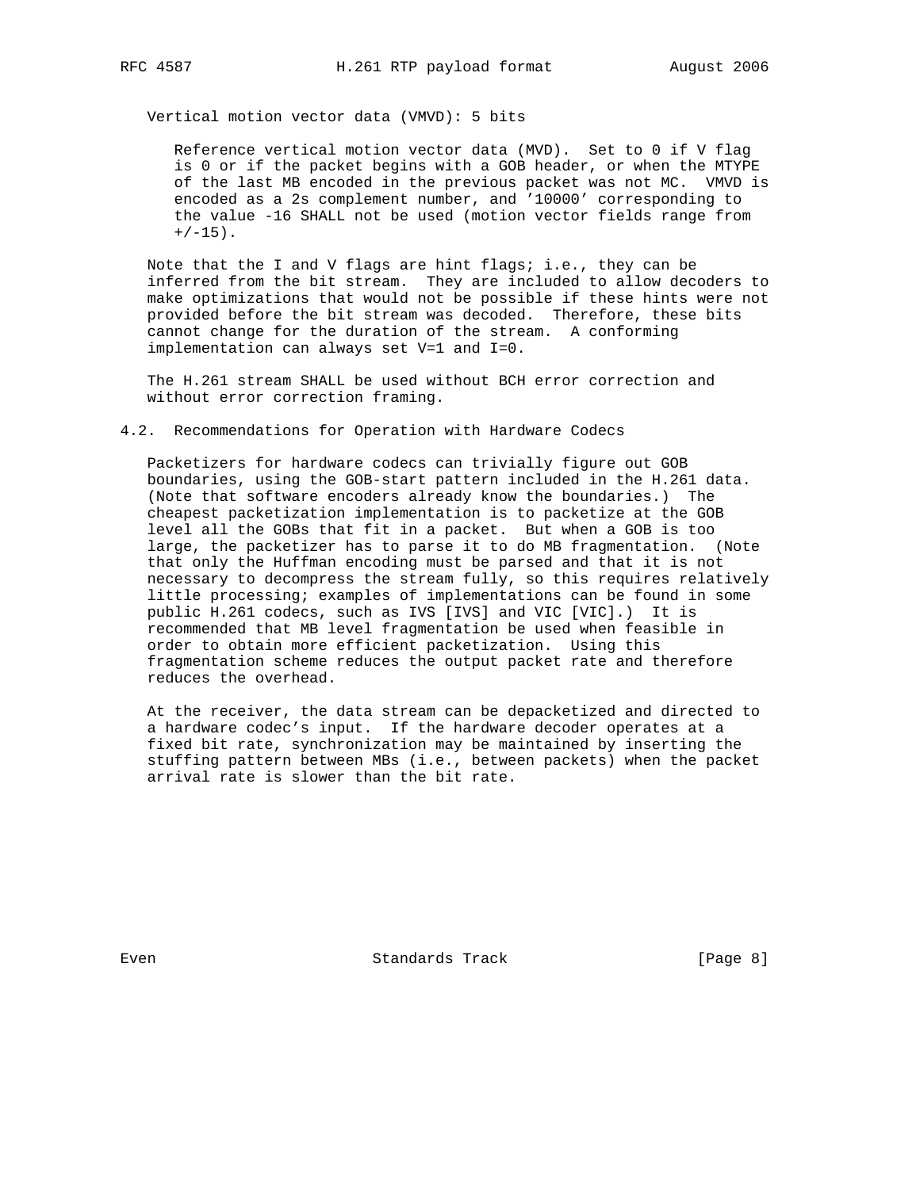Vertical motion vector data (VMVD): 5 bits

Reference vertical motion vector data (MVD). Set to 0 if V flag is 0 or if the packet begins with a GOB header, or when the MTYPE of the last MB encoded in the previous packet was not MC. VMVD is encoded as a 2s complement number, and '10000' corresponding to the value -16 SHALL not be used (motion vector fields range from +/-15).

Note that the I and V flags are hint flags; i.e., they can be inferred from the bit stream. They are included to allow decoders to make optimizations that would not be possible if these hints were not provided before the bit stream was decoded. Therefore, these bits cannot change for the duration of the stream. A conforming implementation can always set V=1 and I=0.

The H.261 stream SHALL be used without BCH error correction and without error correction framing.

## 4.2. Recommendations for Operation with Hardware Codecs

Packetizers for hardware codecs can trivially figure out GOB boundaries, using the GOB-start pattern included in the H.261 data. (Note that software encoders already know the boundaries.) The cheapest packetization implementation is to packetize at the GOB level all the GOBs that fit in a packet. But when a GOB is too large, the packetizer has to parse it to do MB fragmentation. (Note that only the Huffman encoding must be parsed and that it is not necessary to decompress the stream fully, so this requires relatively little processing; examples of implementations can be found in some public H.261 codecs, such as IVS [IVS] and VIC [VIC].) It is recommended that MB level fragmentation be used when feasible in order to obtain more efficient packetization. Using this fragmentation scheme reduces the output packet rate and therefore reduces the overhead.

At the receiver, the data stream can be depacketized and directed to a hardware codec's input. If the hardware decoder operates at a fixed bit rate, synchronization may be maintained by inserting the stuffing pattern between MBs (i.e., between packets) when the packet arrival rate is slower than the bit rate.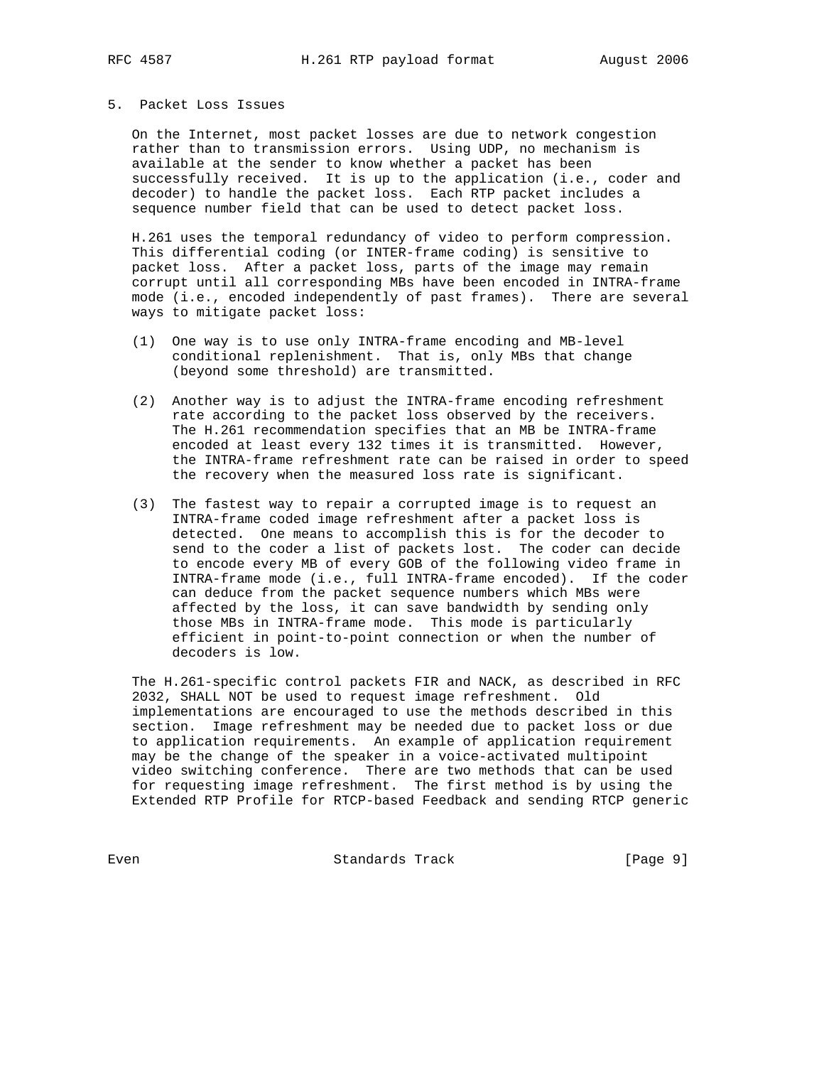## 5. Packet Loss Issues

On the Internet, most packet losses are due to network congestion rather than to transmission errors. Using UDP, no mechanism is available at the sender to know whether a packet has been successfully received. It is up to the application (i.e., coder and decoder) to handle the packet loss. Each RTP packet includes a sequence number field that can be used to detect packet loss.

H.261 uses the temporal redundancy of video to perform compression. This differential coding (or INTER-frame coding) is sensitive to packet loss. After a packet loss, parts of the image may remain corrupt until all corresponding MBs have been encoded in INTRA-frame mode (i.e., encoded independently of past frames). There are several ways to mitigate packet loss:

(1) One way is to use only INTRA-frame encoding and MB-level conditional replenishment. That is, only MBs that change (beyond some threshold) are transmitted.

(2) Another way is to adjust the INTRA-frame encoding refreshment rate according to the packet loss observed by the receivers. The H.261 recommendation specifies that an MB be INTRA-frame encoded at least every 132 times it is transmitted. However, the INTRA-frame refreshment rate can be raised in order to speed the recovery when the measured loss rate is significant.

(3) The fastest way to repair a corrupted image is to request an INTRA-frame coded image refreshment after a packet loss is detected. One means to accomplish this is for the decoder to send to the coder a list of packets lost. The coder can decide to encode every MB of every GOB of the following video frame in INTRA-frame mode (i.e., full INTRA-frame encoded). If the coder can deduce from the packet sequence numbers which MBs were affected by the loss, it can save bandwidth by sending only those MBs in INTRA-frame mode. This mode is particularly efficient in point-to-point connection or when the number of decoders is low.

The H.261-specific control packets FIR and NACK, as described in RFC 2032, SHALL NOT be used to request image refreshment. Old implementations are encouraged to use the methods described in this section. Image refreshment may be needed due to packet loss or due to application requirements. An example of application requirement may be the change of the speaker in a voice-activated multipoint video switching conference. There are two methods that can be used for requesting image refreshment. The first method is by using the Extended RTP Profile for RTCP-based Feedback and sending RTCP generic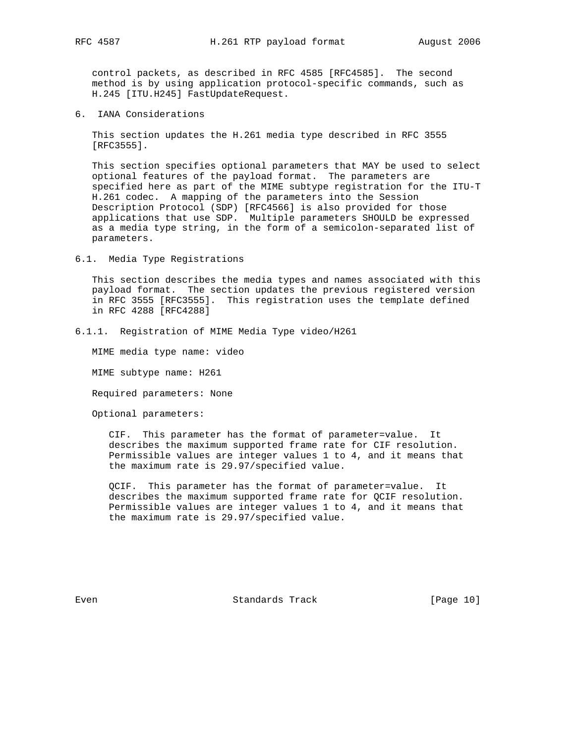control packets, as described in RFC 4585 [RFC4585]. The second method is by using application protocol-specific commands, such as H.245 [ITU.H245] FastUpdateRequest.

## 6. IANA Considerations

This section updates the H.261 media type described in RFC 3555 [RFC3555].

This section specifies optional parameters that MAY be used to select optional features of the payload format. The parameters are specified here as part of the MIME subtype registration for the ITU-T H.261 codec. A mapping of the parameters into the Session Description Protocol (SDP) [RFC4566] is also provided for those applications that use SDP. Multiple parameters SHOULD be expressed as a media type string, in the form of a semicolon-separated list of parameters.

### 6.1. Media Type Registrations

This section describes the media types and names associated with this payload format. The section updates the previous registered version in RFC 3555 [RFC3555]. This registration uses the template defined in RFC 4288 [RFC4288]

#### 6.1.1. Registration of MIME Media Type video/H261

MIME media type name: video

MIME subtype name: H261

Required parameters: None

Optional parameters:

CIF. This parameter has the format of parameter=value. It describes the maximum supported frame rate for CIF resolution. Permissible values are integer values 1 to 4, and it means that the maximum rate is 29.97/specified value.

QCIF. This parameter has the format of parameter=value. It describes the maximum supported frame rate for QCIF resolution. Permissible values are integer values 1 to 4, and it means that the maximum rate is 29.97/specified value.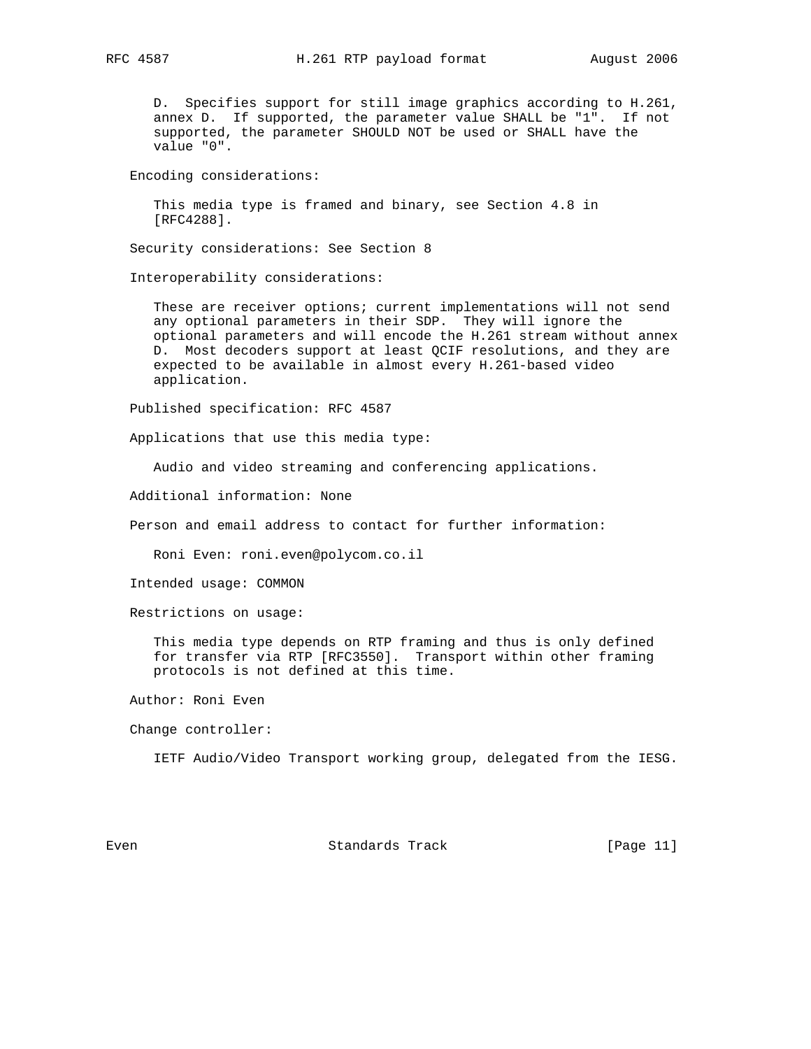D. Specifies support for still image graphics according to H.261, annex D. If supported, the parameter value SHALL be "1". If not supported, the parameter SHOULD NOT be used or SHALL have the value "0".

Encoding considerations:

This media type is framed and binary, see Section 4.8 in [RFC4288].

Security considerations: See Section 8

Interoperability considerations:

These are receiver options; current implementations will not send any optional parameters in their SDP. They will ignore the optional parameters and will encode the H.261 stream without annex D. Most decoders support at least QCIF resolutions, and they are expected to be available in almost every H.261-based video application.

Published specification: RFC 4587

Applications that use this media type:

Audio and video streaming and conferencing applications.

Additional information: None

Person and email address to contact for further information:

Roni Even: roni.even@polycom.co.il

Intended usage: COMMON

Restrictions on usage:

This media type depends on RTP framing and thus is only defined for transfer via RTP [RFC3550]. Transport within other framing protocols is not defined at this time.

Author: Roni Even

Change controller:

IETF Audio/Video Transport working group, delegated from the IESG.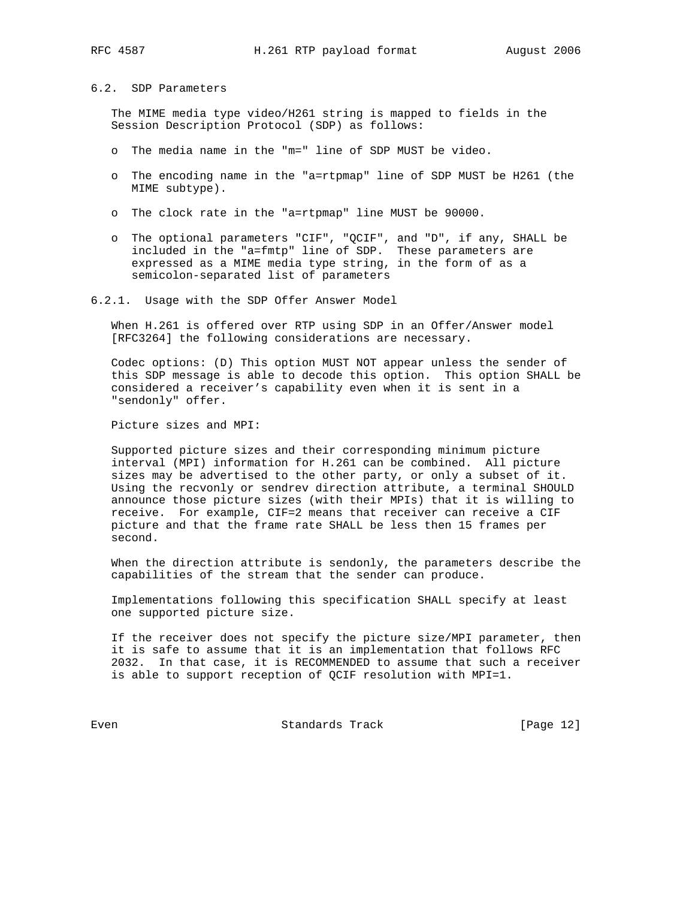### 6.2. SDP Parameters

The MIME media type video/H261 string is mapped to fields in the Session Description Protocol (SDP) as follows:

- The media name in the "m=" line of SDP MUST be video.
- The encoding name in the "a=rtpmap" line of SDP MUST be H261 (the MIME subtype).
- The clock rate in the "a=rtpmap" line MUST be 90000.
- The optional parameters "CIF", "QCIF", and "D", if any, SHALL be included in the "a=fmtp" line of SDP. These parameters are expressed as a MIME media type string, in the form of as a semicolon-separated list of parameters

#### 6.2.1. Usage with the SDP Offer Answer Model

When H.261 is offered over RTP using SDP in an Offer/Answer model [RFC3264] the following considerations are necessary.

Codec options: (D) This option MUST NOT appear unless the sender of this SDP message is able to decode this option. This option SHALL be considered a receiver's capability even when it is sent in a "sendonly" offer.

Picture sizes and MPI:

Supported picture sizes and their corresponding minimum picture interval (MPI) information for H.261 can be combined. All picture sizes may be advertised to the other party, or only a subset of it. Using the recvonly or sendrev direction attribute, a terminal SHOULD announce those picture sizes (with their MPIs) that it is willing to receive. For example, CIF=2 means that receiver can receive a CIF picture and that the frame rate SHALL be less then 15 frames per second.

When the direction attribute is sendonly, the parameters describe the capabilities of the stream that the sender can produce.

Implementations following this specification SHALL specify at least one supported picture size.

If the receiver does not specify the picture size/MPI parameter, then it is safe to assume that it is an implementation that follows RFC 2032. In that case, it is RECOMMENDED to assume that such a receiver is able to support reception of QCIF resolution with MPI=1.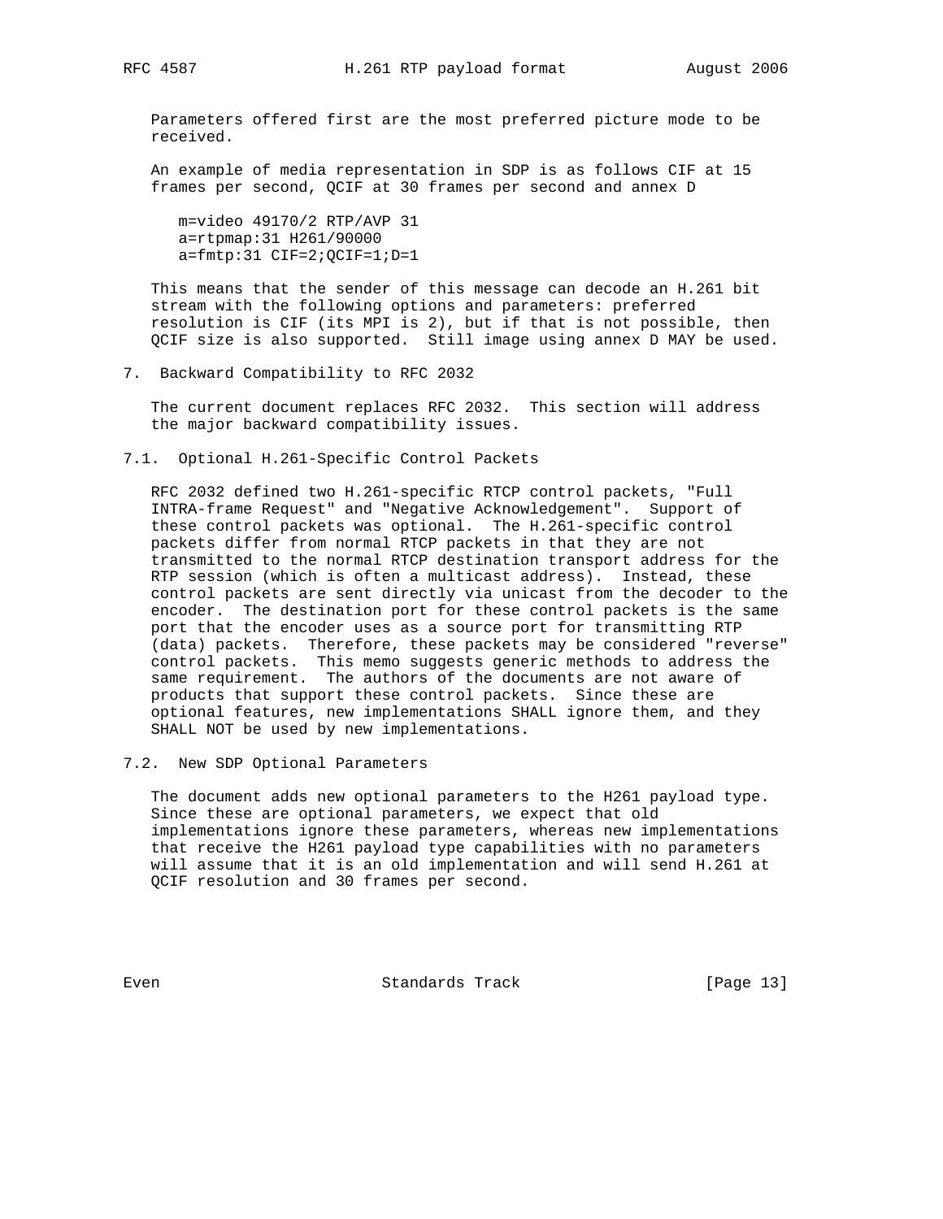Parameters offered first are the most preferred picture mode to be received.

An example of media representation in SDP is as follows CIF at 15 frames per second, QCIF at 30 frames per second and annex D

```
m=video 49170/2 RTP/AVP 31
a=rtpmap:31 H261/90000
a=fmtp:31 CIF=2;QCIF=1;D=1
```

This means that the sender of this message can decode an H.261 bit stream with the following options and parameters: preferred resolution is CIF (its MPI is 2), but if that is not possible, then QCIF size is also supported. Still image using annex D MAY be used.

## 7. Backward Compatibility to RFC 2032

The current document replaces RFC 2032. This section will address the major backward compatibility issues.

### 7.1. Optional H.261-Specific Control Packets

RFC 2032 defined two H.261-specific RTCP control packets, "Full INTRA-frame Request" and "Negative Acknowledgement". Support of these control packets was optional. The H.261-specific control packets differ from normal RTCP packets in that they are not transmitted to the normal RTCP destination transport address for the RTP session (which is often a multicast address). Instead, these control packets are sent directly via unicast from the decoder to the encoder. The destination port for these control packets is the same port that the encoder uses as a source port for transmitting RTP (data) packets. Therefore, these packets may be considered "reverse" control packets. This memo suggests generic methods to address the same requirement. The authors of the documents are not aware of products that support these control packets. Since these are optional features, new implementations SHALL ignore them, and they SHALL NOT be used by new implementations.

### 7.2. New SDP Optional Parameters

The document adds new optional parameters to the H261 payload type. Since these are optional parameters, we expect that old implementations ignore these parameters, whereas new implementations that receive the H261 payload type capabilities with no parameters will assume that it is an old implementation and will send H.261 at QCIF resolution and 30 frames per second.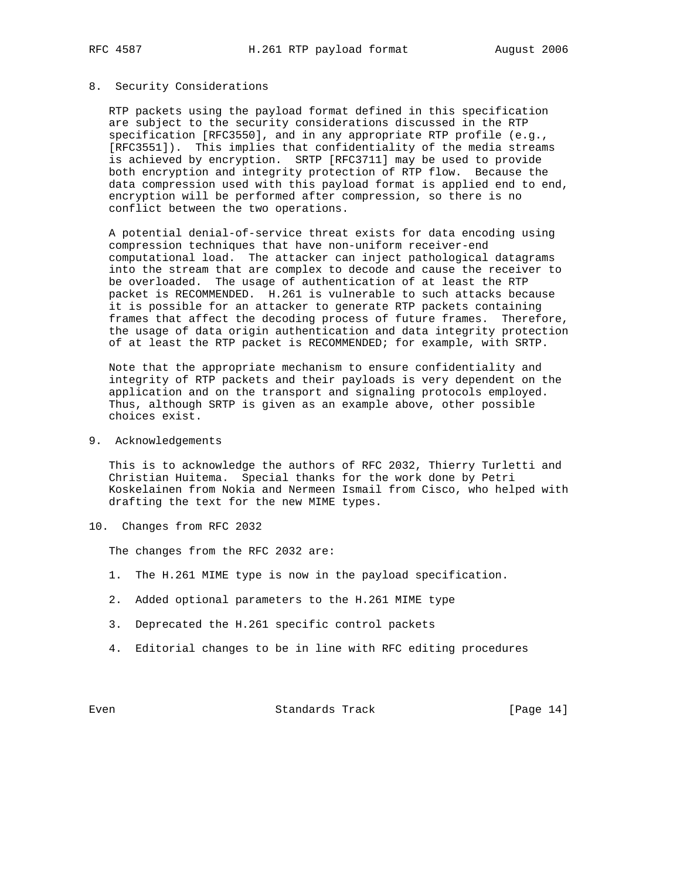## 8. Security Considerations

RTP packets using the payload format defined in this specification are subject to the security considerations discussed in the RTP specification [RFC3550], and in any appropriate RTP profile (e.g., [RFC3551]). This implies that confidentiality of the media streams is achieved by encryption. SRTP [RFC3711] may be used to provide both encryption and integrity protection of RTP flow. Because the data compression used with this payload format is applied end to end, encryption will be performed after compression, so there is no conflict between the two operations.

A potential denial-of-service threat exists for data encoding using compression techniques that have non-uniform receiver-end computational load. The attacker can inject pathological datagrams into the stream that are complex to decode and cause the receiver to be overloaded. The usage of authentication of at least the RTP packet is RECOMMENDED. H.261 is vulnerable to such attacks because it is possible for an attacker to generate RTP packets containing frames that affect the decoding process of future frames. Therefore, the usage of data origin authentication and data integrity protection of at least the RTP packet is RECOMMENDED; for example, with SRTP.

Note that the appropriate mechanism to ensure confidentiality and integrity of RTP packets and their payloads is very dependent on the application and on the transport and signaling protocols employed. Thus, although SRTP is given as an example above, other possible choices exist.

## 9. Acknowledgements

This is to acknowledge the authors of RFC 2032, Thierry Turletti and Christian Huitema. Special thanks for the work done by Petri Koskelainen from Nokia and Nermeen Ismail from Cisco, who helped with drafting the text for the new MIME types.

## 10. Changes from RFC 2032

The changes from the RFC 2032 are:

1. The H.261 MIME type is now in the payload specification.
2. Added optional parameters to the H.261 MIME type
3. Deprecated the H.261 specific control packets
4. Editorial changes to be in line with RFC editing procedures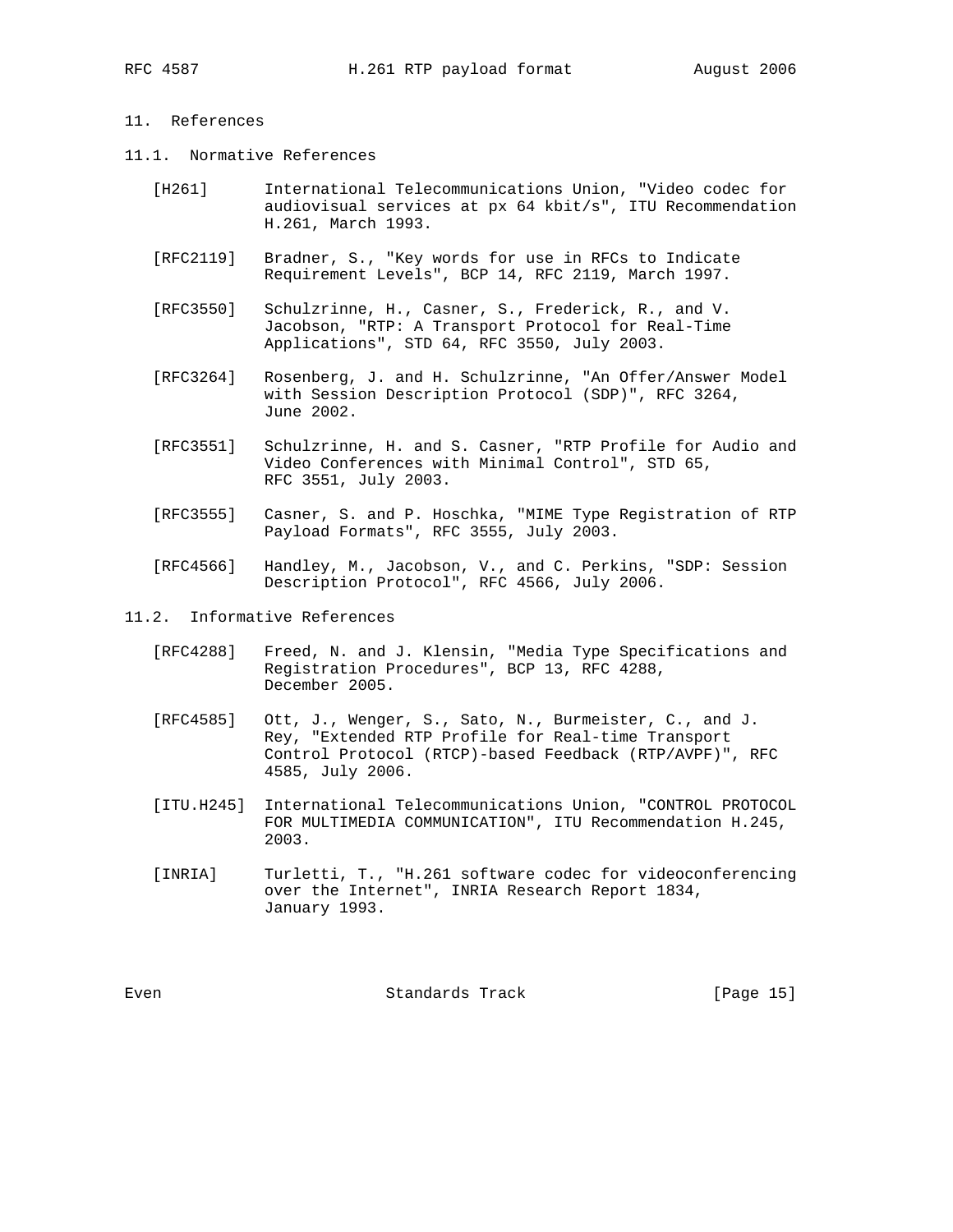## 11. References

### 11.1. Normative References

[H261] International Telecommunications Union, "Video codec for audiovisual services at px 64 kbit/s", ITU Recommendation H.261, March 1993.

[RFC2119] Bradner, S., "Key words for use in RFCs to Indicate Requirement Levels", BCP 14, RFC 2119, March 1997.

[RFC3550] Schulzrinne, H., Casner, S., Frederick, R., and V. Jacobson, "RTP: A Transport Protocol for Real-Time Applications", STD 64, RFC 3550, July 2003.

[RFC3264] Rosenberg, J. and H. Schulzrinne, "An Offer/Answer Model with Session Description Protocol (SDP)", RFC 3264, June 2002.

[RFC3551] Schulzrinne, H. and S. Casner, "RTP Profile for Audio and Video Conferences with Minimal Control", STD 65, RFC 3551, July 2003.

[RFC3555] Casner, S. and P. Hoschka, "MIME Type Registration of RTP Payload Formats", RFC 3555, July 2003.

[RFC4566] Handley, M., Jacobson, V., and C. Perkins, "SDP: Session Description Protocol", RFC 4566, July 2006.

### 11.2. Informative References

[RFC4288] Freed, N. and J. Klensin, "Media Type Specifications and Registration Procedures", BCP 13, RFC 4288, December 2005.

[RFC4585] Ott, J., Wenger, S., Sato, N., Burmeister, C., and J. Rey, "Extended RTP Profile for Real-time Transport Control Protocol (RTCP)-based Feedback (RTP/AVPF)", RFC 4585, July 2006.

[ITU.H245] International Telecommunications Union, "CONTROL PROTOCOL FOR MULTIMEDIA COMMUNICATION", ITU Recommendation H.245, 2003.

[INRIA] Turletti, T., "H.261 software codec for videoconferencing over the Internet", INRIA Research Report 1834, January 1993.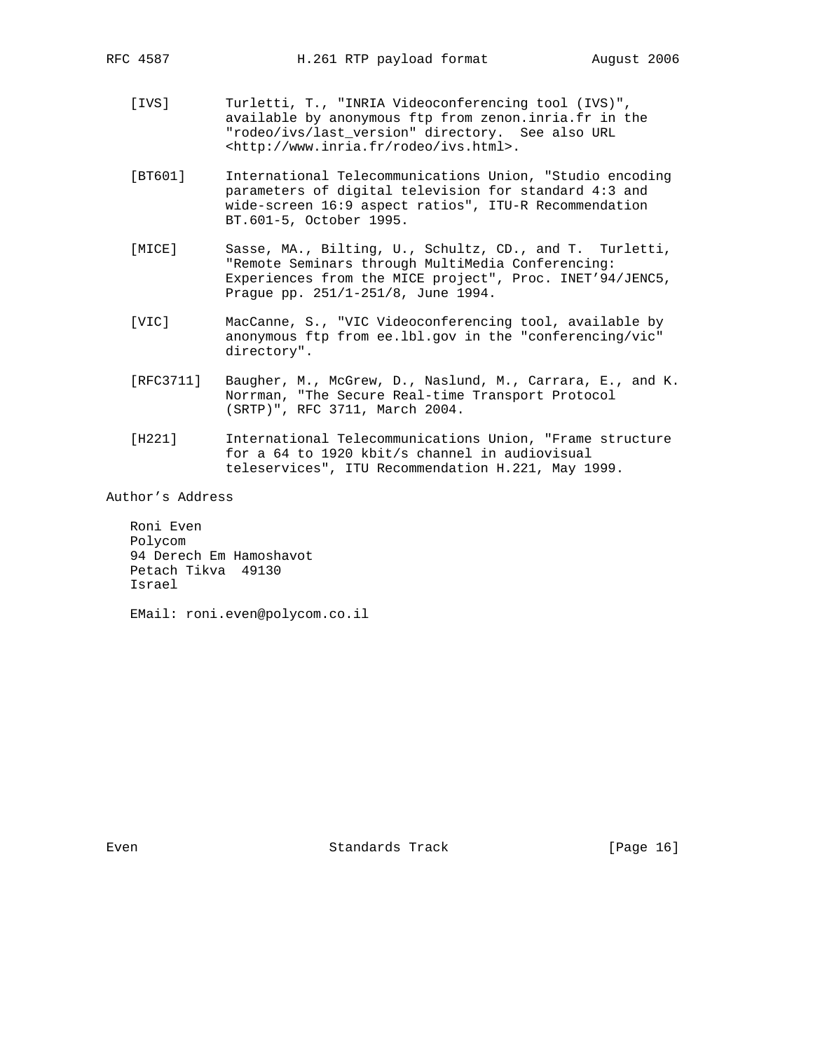[IVS] Turletti, T., "INRIA Videoconferencing tool (IVS)", available by anonymous ftp from zenon.inria.fr in the "rodeo/ivs/last_version" directory. See also URL <http://www.inria.fr/rodeo/ivs.html>.

[BT601] International Telecommunications Union, "Studio encoding parameters of digital television for standard 4:3 and wide-screen 16:9 aspect ratios", ITU-R Recommendation BT.601-5, October 1995.

[MICE] Sasse, MA., Bilting, U., Schultz, CD., and T. Turletti, "Remote Seminars through MultiMedia Conferencing: Experiences from the MICE project", Proc. INET'94/JENC5, Prague pp. 251/1-251/8, June 1994.

[VIC] MacCanne, S., "VIC Videoconferencing tool, available by anonymous ftp from ee.lbl.gov in the "conferencing/vic" directory".

[RFC3711] Baugher, M., McGrew, D., Naslund, M., Carrara, E., and K. Norrman, "The Secure Real-time Transport Protocol (SRTP)", RFC 3711, March 2004.

[H221] International Telecommunications Union, "Frame structure for a 64 to 1920 kbit/s channel in audiovisual teleservices", ITU Recommendation H.221, May 1999.

Author's Address

Roni Even
Polycom
94 Derech Em Hamoshavot
Petach Tikva 49130
Israel

EMail: roni.even@polycom.co.il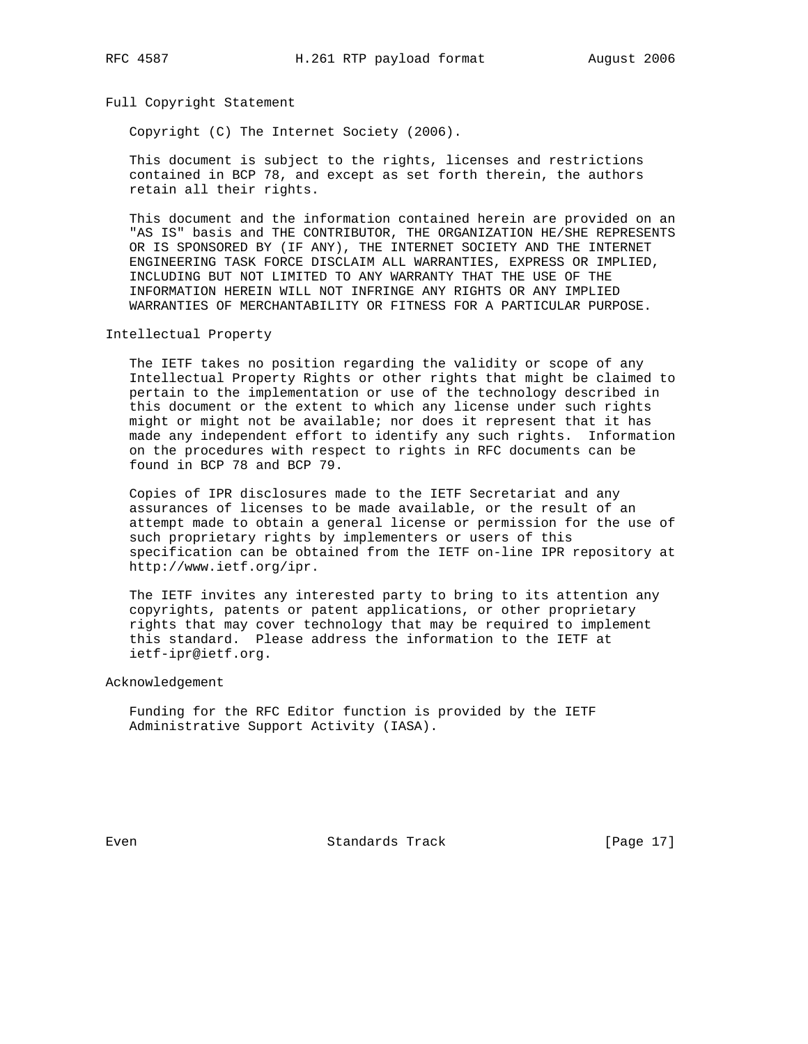## Full Copyright Statement

Copyright (C) The Internet Society (2006).

This document is subject to the rights, licenses and restrictions contained in BCP 78, and except as set forth therein, the authors retain all their rights.

This document and the information contained herein are provided on an "AS IS" basis and THE CONTRIBUTOR, THE ORGANIZATION HE/SHE REPRESENTS OR IS SPONSORED BY (IF ANY), THE INTERNET SOCIETY AND THE INTERNET ENGINEERING TASK FORCE DISCLAIM ALL WARRANTIES, EXPRESS OR IMPLIED, INCLUDING BUT NOT LIMITED TO ANY WARRANTY THAT THE USE OF THE INFORMATION HEREIN WILL NOT INFRINGE ANY RIGHTS OR ANY IMPLIED WARRANTIES OF MERCHANTABILITY OR FITNESS FOR A PARTICULAR PURPOSE.

## Intellectual Property

The IETF takes no position regarding the validity or scope of any Intellectual Property Rights or other rights that might be claimed to pertain to the implementation or use of the technology described in this document or the extent to which any license under such rights might or might not be available; nor does it represent that it has made any independent effort to identify any such rights. Information on the procedures with respect to rights in RFC documents can be found in BCP 78 and BCP 79.

Copies of IPR disclosures made to the IETF Secretariat and any assurances of licenses to be made available, or the result of an attempt made to obtain a general license or permission for the use of such proprietary rights by implementers or users of this specification can be obtained from the IETF on-line IPR repository at http://www.ietf.org/ipr.

The IETF invites any interested party to bring to its attention any copyrights, patents or patent applications, or other proprietary rights that may cover technology that may be required to implement this standard. Please address the information to the IETF at ietf-ipr@ietf.org.

## Acknowledgement

Funding for the RFC Editor function is provided by the IETF Administrative Support Activity (IASA).